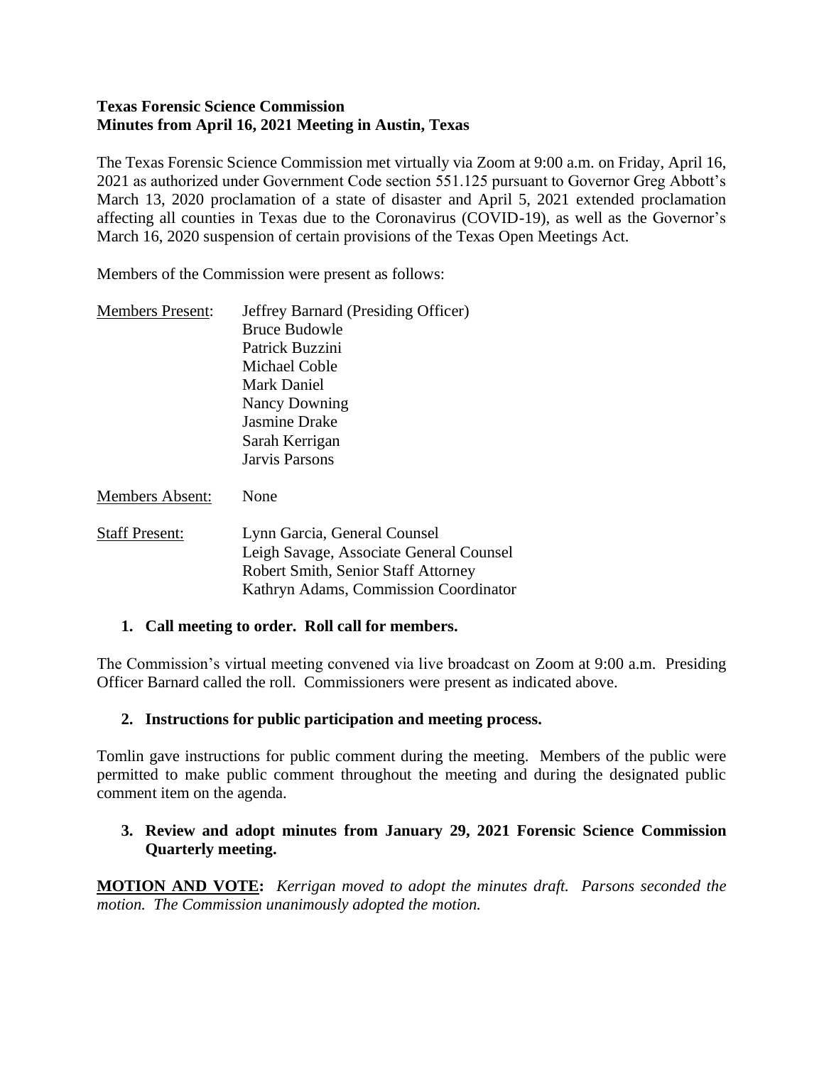**Texas Forensic Science Commission**
**Minutes from April 16, 2021 Meeting in Austin, Texas**

The Texas Forensic Science Commission met virtually via Zoom at 9:00 a.m. on Friday, April 16, 2021 as authorized under Government Code section 551.125 pursuant to Governor Greg Abbott's March 13, 2020 proclamation of a state of disaster and April 5, 2021 extended proclamation affecting all counties in Texas due to the Coronavirus (COVID-19), as well as the Governor's March 16, 2020 suspension of certain provisions of the Texas Open Meetings Act.

Members of the Commission were present as follows:

| | |
|---|---|
| Members Present: | Jeffrey Barnard (Presiding Officer)<br>Bruce Budowle<br>Patrick Buzzini<br>Michael Coble<br>Mark Daniel<br>Nancy Downing<br>Jasmine Drake<br>Sarah Kerrigan<br>Jarvis Parsons |
| Members Absent: | None |
| Staff Present: | Lynn Garcia, General Counsel<br>Leigh Savage, Associate General Counsel<br>Robert Smith, Senior Staff Attorney<br>Kathryn Adams, Commission Coordinator |

**1. Call meeting to order. Roll call for members.**

The Commission's virtual meeting convened via live broadcast on Zoom at 9:00 a.m. Presiding Officer Barnard called the roll. Commissioners were present as indicated above.

**2. Instructions for public participation and meeting process.**

Tomlin gave instructions for public comment during the meeting. Members of the public were permitted to make public comment throughout the meeting and during the designated public comment item on the agenda.

**3. Review and adopt minutes from January 29, 2021 Forensic Science Commission Quarterly meeting.**

**MOTION AND VOTE:** *Kerrigan moved to adopt the minutes draft. Parsons seconded the motion. The Commission unanimously adopted the motion.*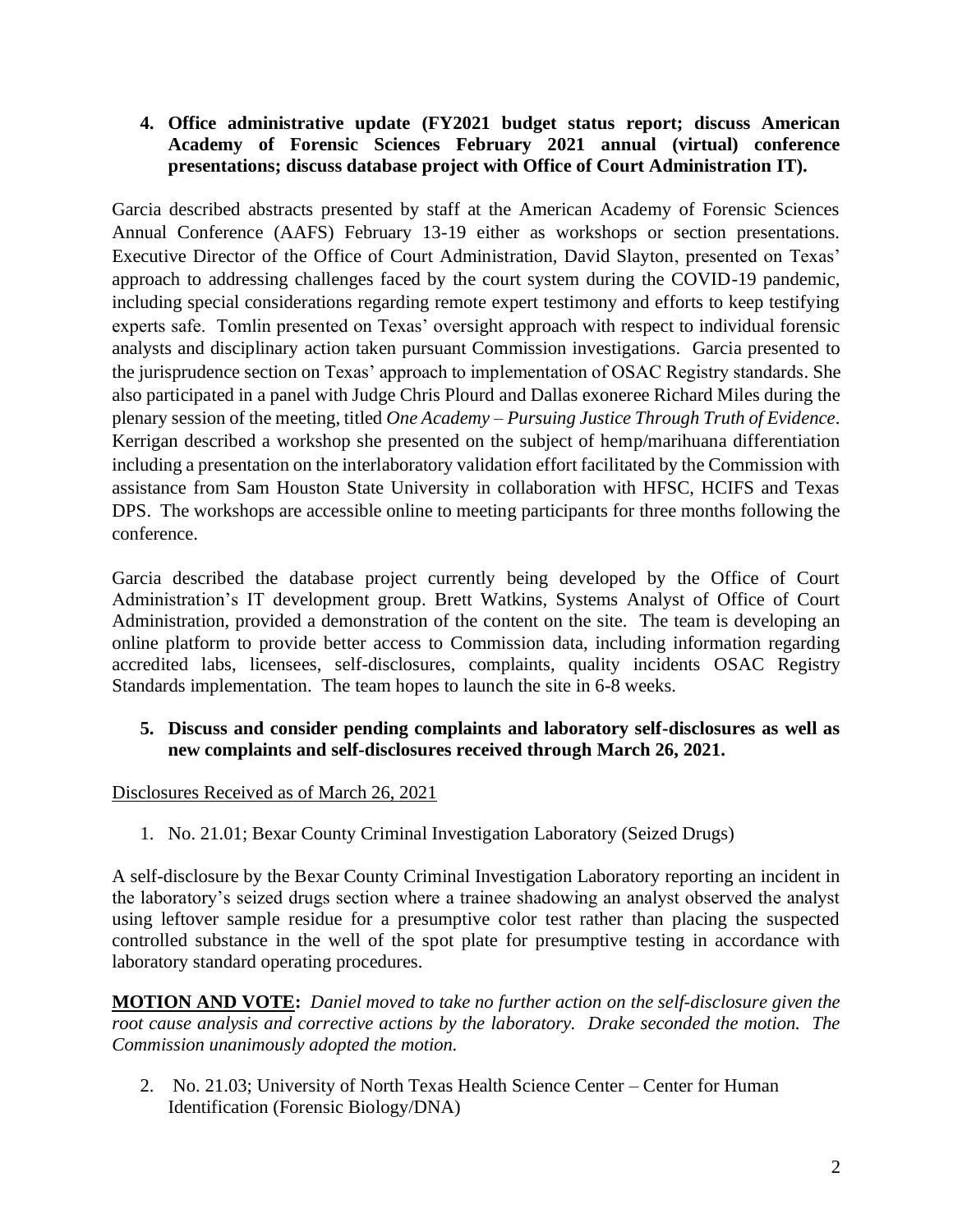**4. Office administrative update (FY2021 budget status report; discuss American Academy of Forensic Sciences February 2021 annual (virtual) conference presentations; discuss database project with Office of Court Administration IT).**

Garcia described abstracts presented by staff at the American Academy of Forensic Sciences Annual Conference (AAFS) February 13-19 either as workshops or section presentations. Executive Director of the Office of Court Administration, David Slayton, presented on Texas' approach to addressing challenges faced by the court system during the COVID-19 pandemic, including special considerations regarding remote expert testimony and efforts to keep testifying experts safe. Tomlin presented on Texas' oversight approach with respect to individual forensic analysts and disciplinary action taken pursuant Commission investigations. Garcia presented to the jurisprudence section on Texas' approach to implementation of OSAC Registry standards. She also participated in a panel with Judge Chris Plourd and Dallas exoneree Richard Miles during the plenary session of the meeting, titled *One Academy – Pursuing Justice Through Truth of Evidence*. Kerrigan described a workshop she presented on the subject of hemp/marihuana differentiation including a presentation on the interlaboratory validation effort facilitated by the Commission with assistance from Sam Houston State University in collaboration with HFSC, HCIFS and Texas DPS. The workshops are accessible online to meeting participants for three months following the conference.

Garcia described the database project currently being developed by the Office of Court Administration's IT development group. Brett Watkins, Systems Analyst of Office of Court Administration, provided a demonstration of the content on the site. The team is developing an online platform to provide better access to Commission data, including information regarding accredited labs, licensees, self-disclosures, complaints, quality incidents OSAC Registry Standards implementation. The team hopes to launch the site in 6-8 weeks.

**5. Discuss and consider pending complaints and laboratory self-disclosures as well as new complaints and self-disclosures received through March 26, 2021.**

Disclosures Received as of March 26, 2021

1. No. 21.01; Bexar County Criminal Investigation Laboratory (Seized Drugs)

A self-disclosure by the Bexar County Criminal Investigation Laboratory reporting an incident in the laboratory's seized drugs section where a trainee shadowing an analyst observed the analyst using leftover sample residue for a presumptive color test rather than placing the suspected controlled substance in the well of the spot plate for presumptive testing in accordance with laboratory standard operating procedures.

**MOTION AND VOTE:** *Daniel moved to take no further action on the self-disclosure given the root cause analysis and corrective actions by the laboratory. Drake seconded the motion. The Commission unanimously adopted the motion.*

2. No. 21.03; University of North Texas Health Science Center – Center for Human Identification (Forensic Biology/DNA)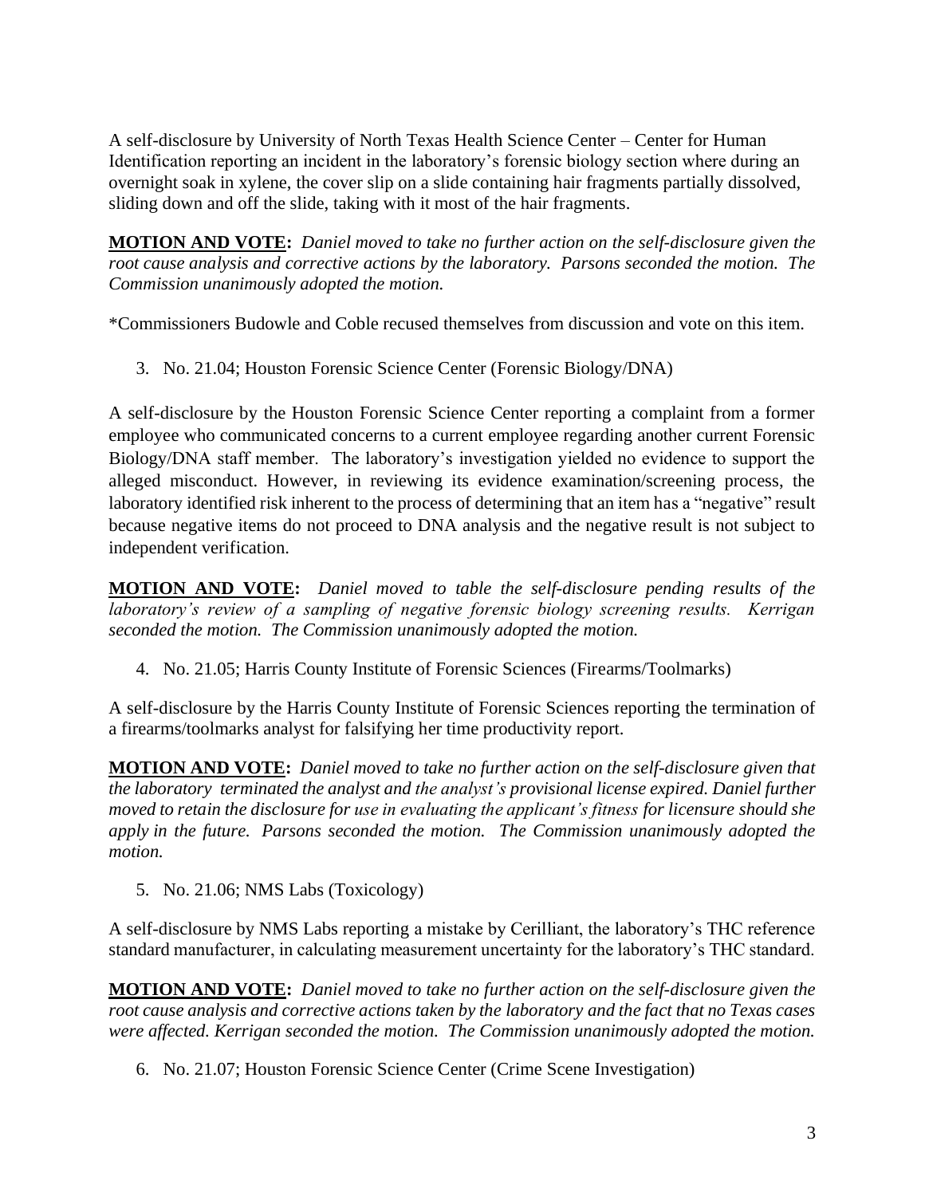A self-disclosure by University of North Texas Health Science Center – Center for Human Identification reporting an incident in the laboratory's forensic biology section where during an overnight soak in xylene, the cover slip on a slide containing hair fragments partially dissolved, sliding down and off the slide, taking with it most of the hair fragments.

**MOTION AND VOTE:** *Daniel moved to take no further action on the self-disclosure given the root cause analysis and corrective actions by the laboratory. Parsons seconded the motion. The Commission unanimously adopted the motion.*

*Commissioners Budowle and Coble recused themselves from discussion and vote on this item.

3. No. 21.04; Houston Forensic Science Center (Forensic Biology/DNA)

A self-disclosure by the Houston Forensic Science Center reporting a complaint from a former employee who communicated concerns to a current employee regarding another current Forensic Biology/DNA staff member. The laboratory's investigation yielded no evidence to support the alleged misconduct. However, in reviewing its evidence examination/screening process, the laboratory identified risk inherent to the process of determining that an item has a "negative" result because negative items do not proceed to DNA analysis and the negative result is not subject to independent verification.

**MOTION AND VOTE:** *Daniel moved to table the self-disclosure pending results of the laboratory's review of a sampling of negative forensic biology screening results. Kerrigan seconded the motion. The Commission unanimously adopted the motion.*

4. No. 21.05; Harris County Institute of Forensic Sciences (Firearms/Toolmarks)

A self-disclosure by the Harris County Institute of Forensic Sciences reporting the termination of a firearms/toolmarks analyst for falsifying her time productivity report.

**MOTION AND VOTE:** *Daniel moved to take no further action on the self-disclosure given that the laboratory terminated the analyst and the analyst's provisional license expired. Daniel further moved to retain the disclosure for use in evaluating the applicant's fitness for licensure should she apply in the future. Parsons seconded the motion. The Commission unanimously adopted the motion.*

5. No. 21.06; NMS Labs (Toxicology)

A self-disclosure by NMS Labs reporting a mistake by Cerilliant, the laboratory's THC reference standard manufacturer, in calculating measurement uncertainty for the laboratory's THC standard.

**MOTION AND VOTE:** *Daniel moved to take no further action on the self-disclosure given the root cause analysis and corrective actions taken by the laboratory and the fact that no Texas cases were affected. Kerrigan seconded the motion. The Commission unanimously adopted the motion.*

6. No. 21.07; Houston Forensic Science Center (Crime Scene Investigation)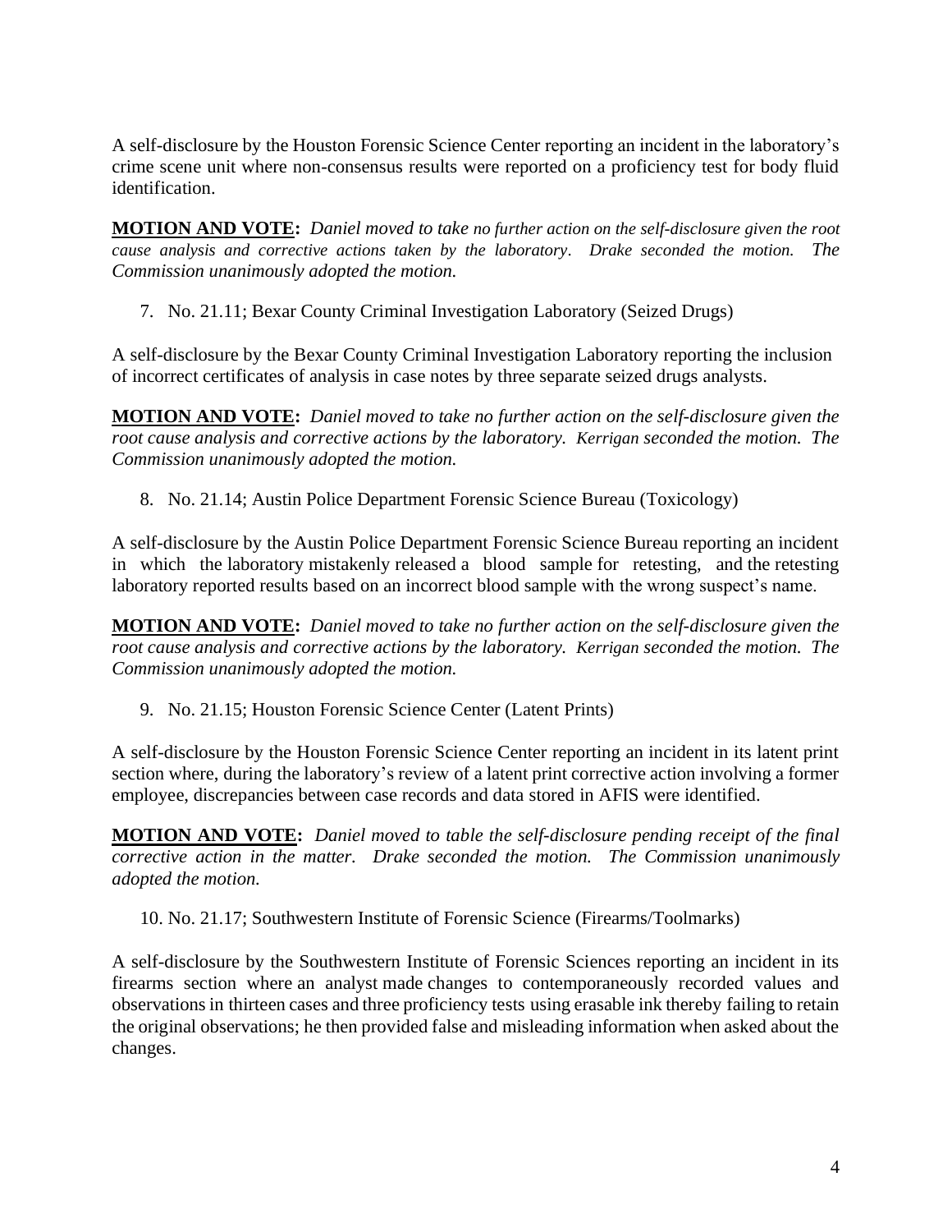A self-disclosure by the Houston Forensic Science Center reporting an incident in the laboratory's crime scene unit where non-consensus results were reported on a proficiency test for body fluid identification.

**MOTION AND VOTE:** *Daniel moved to take no further action on the self-disclosure given the root cause analysis and corrective actions taken by the laboratory. Drake seconded the motion. The Commission unanimously adopted the motion.*

7. No. 21.11; Bexar County Criminal Investigation Laboratory (Seized Drugs)

A self-disclosure by the Bexar County Criminal Investigation Laboratory reporting the inclusion of incorrect certificates of analysis in case notes by three separate seized drugs analysts.

**MOTION AND VOTE:** *Daniel moved to take no further action on the self-disclosure given the root cause analysis and corrective actions by the laboratory. Kerrigan seconded the motion. The Commission unanimously adopted the motion.*

8. No. 21.14; Austin Police Department Forensic Science Bureau (Toxicology)

A self-disclosure by the Austin Police Department Forensic Science Bureau reporting an incident in which the laboratory mistakenly released a blood sample for retesting, and the retesting laboratory reported results based on an incorrect blood sample with the wrong suspect's name.

**MOTION AND VOTE:** *Daniel moved to take no further action on the self-disclosure given the root cause analysis and corrective actions by the laboratory. Kerrigan seconded the motion. The Commission unanimously adopted the motion.*

9. No. 21.15; Houston Forensic Science Center (Latent Prints)

A self-disclosure by the Houston Forensic Science Center reporting an incident in its latent print section where, during the laboratory's review of a latent print corrective action involving a former employee, discrepancies between case records and data stored in AFIS were identified.

**MOTION AND VOTE:** *Daniel moved to table the self-disclosure pending receipt of the final corrective action in the matter. Drake seconded the motion. The Commission unanimously adopted the motion.*

10. No. 21.17; Southwestern Institute of Forensic Science (Firearms/Toolmarks)

A self-disclosure by the Southwestern Institute of Forensic Sciences reporting an incident in its firearms section where an analyst made changes to contemporaneously recorded values and observations in thirteen cases and three proficiency tests using erasable ink thereby failing to retain the original observations; he then provided false and misleading information when asked about the changes.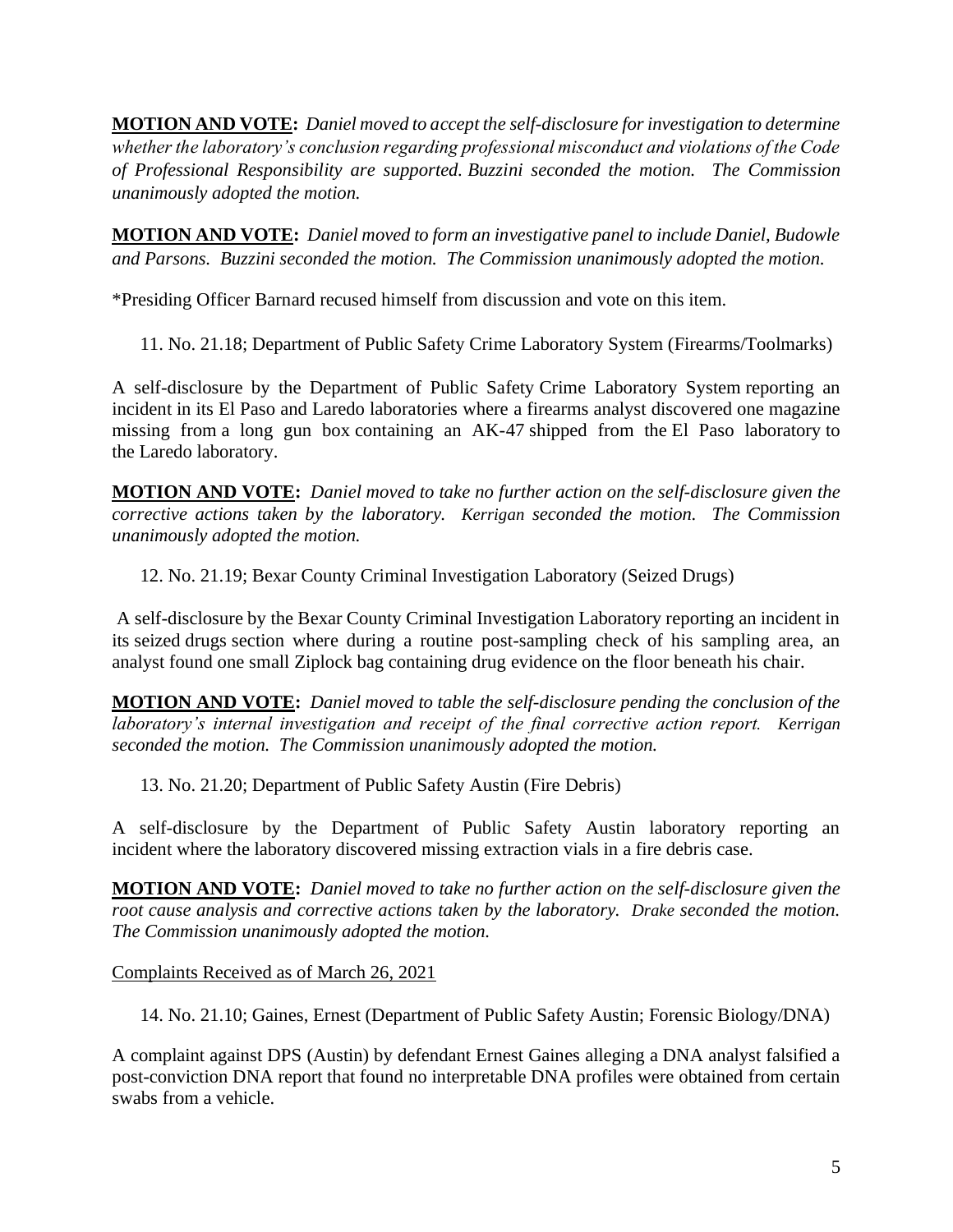**MOTION AND VOTE:** *Daniel moved to accept the self-disclosure for investigation to determine whether the laboratory's conclusion regarding professional misconduct and violations of the Code of Professional Responsibility are supported. Buzzini seconded the motion. The Commission unanimously adopted the motion.*

**MOTION AND VOTE:** *Daniel moved to form an investigative panel to include Daniel, Budowle and Parsons. Buzzini seconded the motion. The Commission unanimously adopted the motion.*

*Presiding Officer Barnard recused himself from discussion and vote on this item.

11. No. 21.18; Department of Public Safety Crime Laboratory System (Firearms/Toolmarks)

A self-disclosure by the Department of Public Safety Crime Laboratory System reporting an incident in its El Paso and Laredo laboratories where a firearms analyst discovered one magazine missing from a long gun box containing an AK-47 shipped from the El Paso laboratory to the Laredo laboratory.

**MOTION AND VOTE:** *Daniel moved to take no further action on the self-disclosure given the corrective actions taken by the laboratory. Kerrigan seconded the motion. The Commission unanimously adopted the motion.*

12. No. 21.19; Bexar County Criminal Investigation Laboratory (Seized Drugs)

A self-disclosure by the Bexar County Criminal Investigation Laboratory reporting an incident in its seized drugs section where during a routine post-sampling check of his sampling area, an analyst found one small Ziplock bag containing drug evidence on the floor beneath his chair.

**MOTION AND VOTE:** *Daniel moved to table the self-disclosure pending the conclusion of the laboratory's internal investigation and receipt of the final corrective action report. Kerrigan seconded the motion. The Commission unanimously adopted the motion.*

13. No. 21.20; Department of Public Safety Austin (Fire Debris)

A self-disclosure by the Department of Public Safety Austin laboratory reporting an incident where the laboratory discovered missing extraction vials in a fire debris case.

**MOTION AND VOTE:** *Daniel moved to take no further action on the self-disclosure given the root cause analysis and corrective actions taken by the laboratory. Drake seconded the motion. The Commission unanimously adopted the motion.*

Complaints Received as of March 26, 2021

14. No. 21.10; Gaines, Ernest (Department of Public Safety Austin; Forensic Biology/DNA)

A complaint against DPS (Austin) by defendant Ernest Gaines alleging a DNA analyst falsified a post-conviction DNA report that found no interpretable DNA profiles were obtained from certain swabs from a vehicle.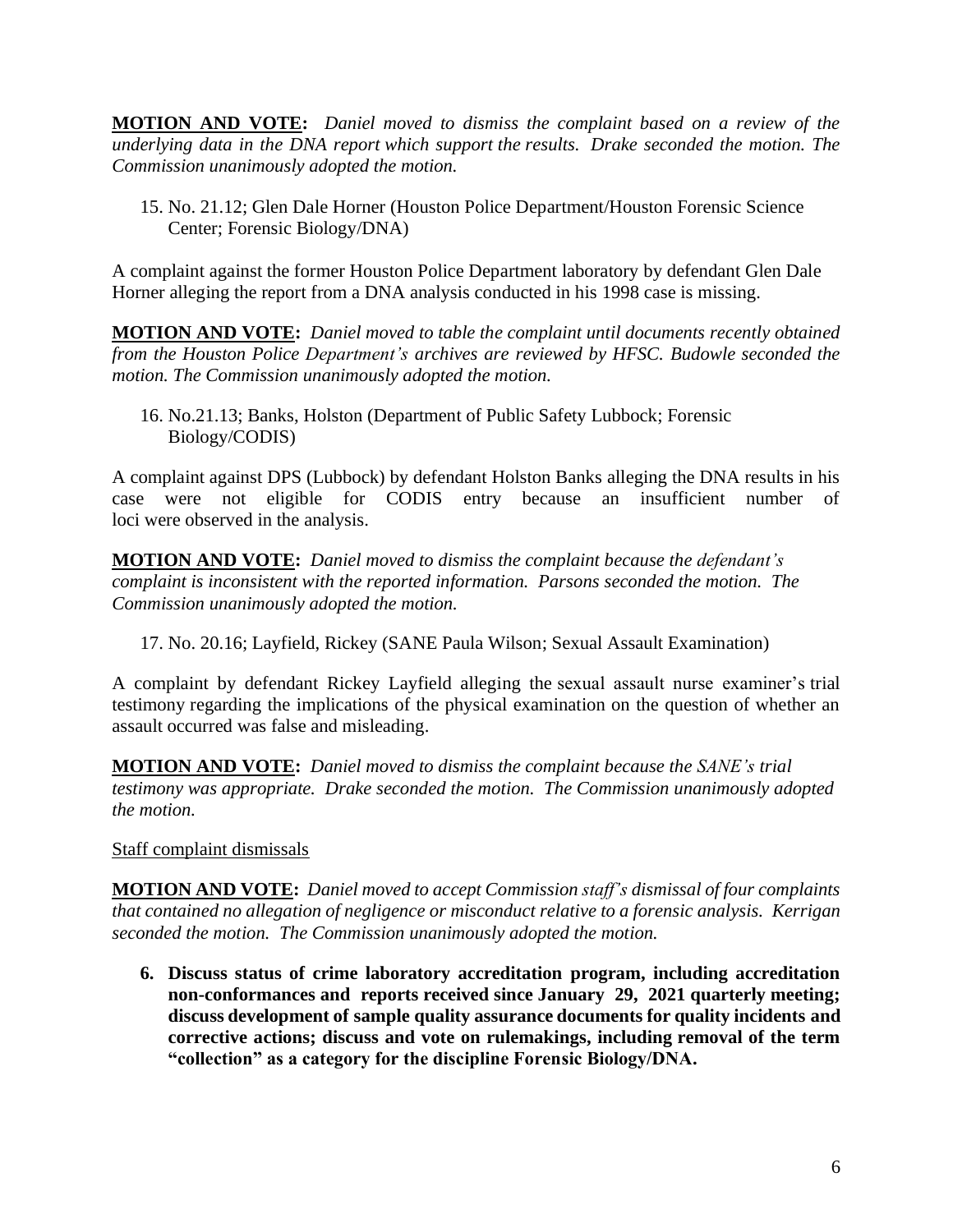**MOTION AND VOTE:** *Daniel moved to dismiss the complaint based on a review of the underlying data in the DNA report which support the results. Drake seconded the motion. The Commission unanimously adopted the motion.*

15. No. 21.12; Glen Dale Horner (Houston Police Department/Houston Forensic Science Center; Forensic Biology/DNA)

A complaint against the former Houston Police Department laboratory by defendant Glen Dale Horner alleging the report from a DNA analysis conducted in his 1998 case is missing.

**MOTION AND VOTE:** *Daniel moved to table the complaint until documents recently obtained from the Houston Police Department's archives are reviewed by HFSC. Budowle seconded the motion. The Commission unanimously adopted the motion.*

16. No.21.13; Banks, Holston (Department of Public Safety Lubbock; Forensic Biology/CODIS)

A complaint against DPS (Lubbock) by defendant Holston Banks alleging the DNA results in his case were not eligible for CODIS entry because an insufficient number of loci were observed in the analysis.

**MOTION AND VOTE:** *Daniel moved to dismiss the complaint because the defendant's complaint is inconsistent with the reported information. Parsons seconded the motion. The Commission unanimously adopted the motion.*

17. No. 20.16; Layfield, Rickey (SANE Paula Wilson; Sexual Assault Examination)

A complaint by defendant Rickey Layfield alleging the sexual assault nurse examiner's trial testimony regarding the implications of the physical examination on the question of whether an assault occurred was false and misleading.

**MOTION AND VOTE:** *Daniel moved to dismiss the complaint because the SANE's trial testimony was appropriate. Drake seconded the motion. The Commission unanimously adopted the motion.*

Staff complaint dismissals

**MOTION AND VOTE:** *Daniel moved to accept Commission staff's dismissal of four complaints that contained no allegation of negligence or misconduct relative to a forensic analysis. Kerrigan seconded the motion. The Commission unanimously adopted the motion.*

6. **Discuss status of crime laboratory accreditation program, including accreditation non-conformances and reports received since January 29, 2021 quarterly meeting; discuss development of sample quality assurance documents for quality incidents and corrective actions; discuss and vote on rulemakings, including removal of the term "collection" as a category for the discipline Forensic Biology/DNA.**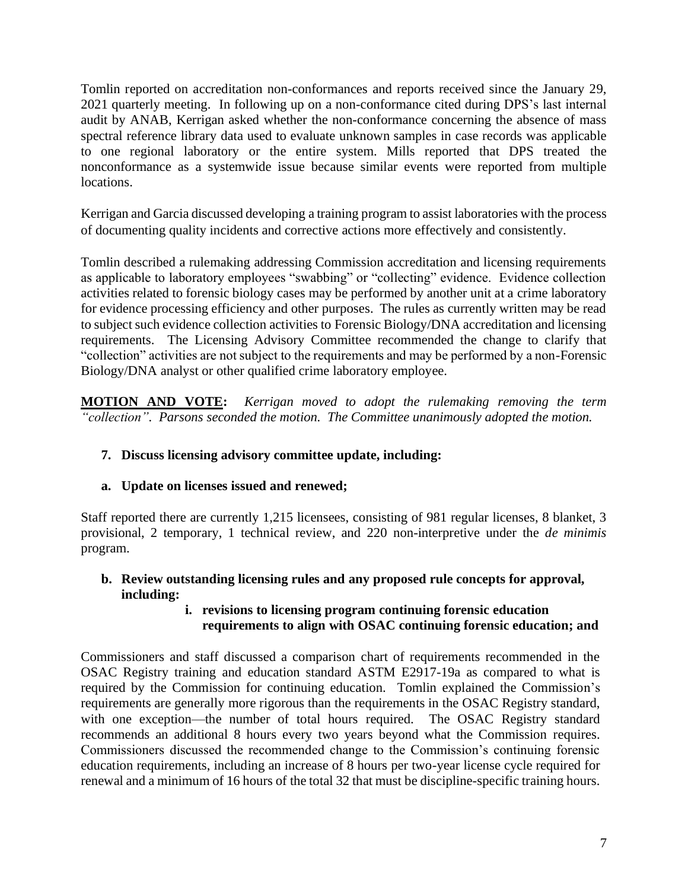Tomlin reported on accreditation non-conformances and reports received since the January 29, 2021 quarterly meeting. In following up on a non-conformance cited during DPS's last internal audit by ANAB, Kerrigan asked whether the non-conformance concerning the absence of mass spectral reference library data used to evaluate unknown samples in case records was applicable to one regional laboratory or the entire system. Mills reported that DPS treated the nonconformance as a systemwide issue because similar events were reported from multiple locations.

Kerrigan and Garcia discussed developing a training program to assist laboratories with the process of documenting quality incidents and corrective actions more effectively and consistently.

Tomlin described a rulemaking addressing Commission accreditation and licensing requirements as applicable to laboratory employees "swabbing" or "collecting" evidence. Evidence collection activities related to forensic biology cases may be performed by another unit at a crime laboratory for evidence processing efficiency and other purposes. The rules as currently written may be read to subject such evidence collection activities to Forensic Biology/DNA accreditation and licensing requirements. The Licensing Advisory Committee recommended the change to clarify that "collection" activities are not subject to the requirements and may be performed by a non-Forensic Biology/DNA analyst or other qualified crime laboratory employee.

**MOTION AND VOTE:** *Kerrigan moved to adopt the rulemaking removing the term "collection". Parsons seconded the motion. The Committee unanimously adopted the motion.*

**7. Discuss licensing advisory committee update, including:**

**a. Update on licenses issued and renewed;**

Staff reported there are currently 1,215 licensees, consisting of 981 regular licenses, 8 blanket, 3 provisional, 2 temporary, 1 technical review, and 220 non-interpretive under the *de minimis* program.

**b. Review outstanding licensing rules and any proposed rule concepts for approval, including:**

**i. revisions to licensing program continuing forensic education requirements to align with OSAC continuing forensic education; and**

Commissioners and staff discussed a comparison chart of requirements recommended in the OSAC Registry training and education standard ASTM E2917-19a as compared to what is required by the Commission for continuing education. Tomlin explained the Commission's requirements are generally more rigorous than the requirements in the OSAC Registry standard, with one exception—the number of total hours required. The OSAC Registry standard recommends an additional 8 hours every two years beyond what the Commission requires. Commissioners discussed the recommended change to the Commission's continuing forensic education requirements, including an increase of 8 hours per two-year license cycle required for renewal and a minimum of 16 hours of the total 32 that must be discipline-specific training hours.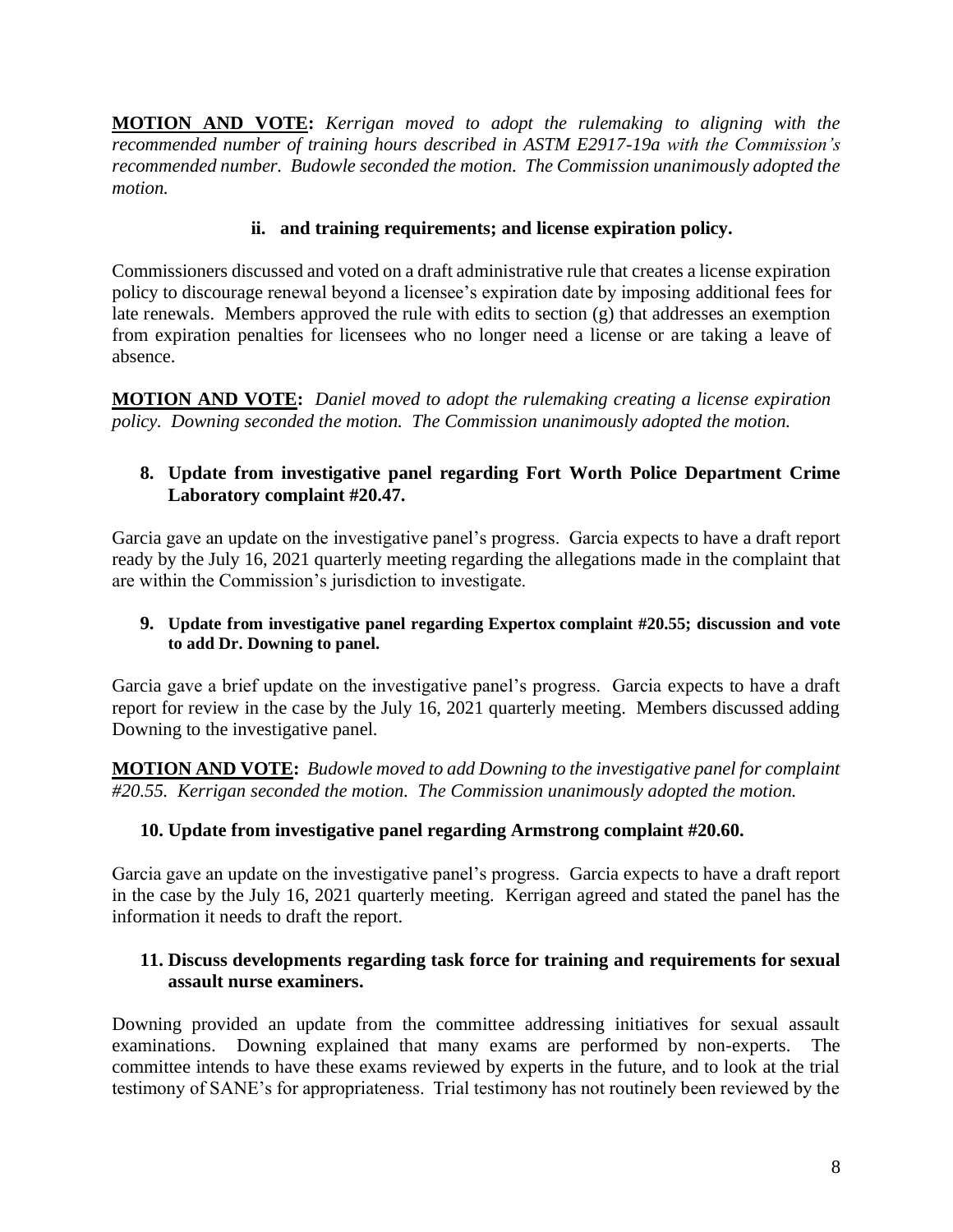**MOTION AND VOTE:** *Kerrigan moved to adopt the rulemaking to aligning with the recommended number of training hours described in ASTM E2917-19a with the Commission's recommended number. Budowle seconded the motion. The Commission unanimously adopted the motion.*

### ii. and training requirements; and license expiration policy.

Commissioners discussed and voted on a draft administrative rule that creates a license expiration policy to discourage renewal beyond a licensee's expiration date by imposing additional fees for late renewals. Members approved the rule with edits to section (g) that addresses an exemption from expiration penalties for licensees who no longer need a license or are taking a leave of absence.

**MOTION AND VOTE:** *Daniel moved to adopt the rulemaking creating a license expiration policy. Downing seconded the motion. The Commission unanimously adopted the motion.*

### 8. Update from investigative panel regarding Fort Worth Police Department Crime Laboratory complaint #20.47.

Garcia gave an update on the investigative panel's progress. Garcia expects to have a draft report ready by the July 16, 2021 quarterly meeting regarding the allegations made in the complaint that are within the Commission's jurisdiction to investigate.

### 9. Update from investigative panel regarding Expertox complaint #20.55; discussion and vote to add Dr. Downing to panel.

Garcia gave a brief update on the investigative panel's progress. Garcia expects to have a draft report for review in the case by the July 16, 2021 quarterly meeting. Members discussed adding Downing to the investigative panel.

**MOTION AND VOTE:** *Budowle moved to add Downing to the investigative panel for complaint #20.55. Kerrigan seconded the motion. The Commission unanimously adopted the motion.*

### 10. Update from investigative panel regarding Armstrong complaint #20.60.

Garcia gave an update on the investigative panel's progress. Garcia expects to have a draft report in the case by the July 16, 2021 quarterly meeting. Kerrigan agreed and stated the panel has the information it needs to draft the report.

### 11. Discuss developments regarding task force for training and requirements for sexual assault nurse examiners.

Downing provided an update from the committee addressing initiatives for sexual assault examinations. Downing explained that many exams are performed by non-experts. The committee intends to have these exams reviewed by experts in the future, and to look at the trial testimony of SANE's for appropriateness. Trial testimony has not routinely been reviewed by the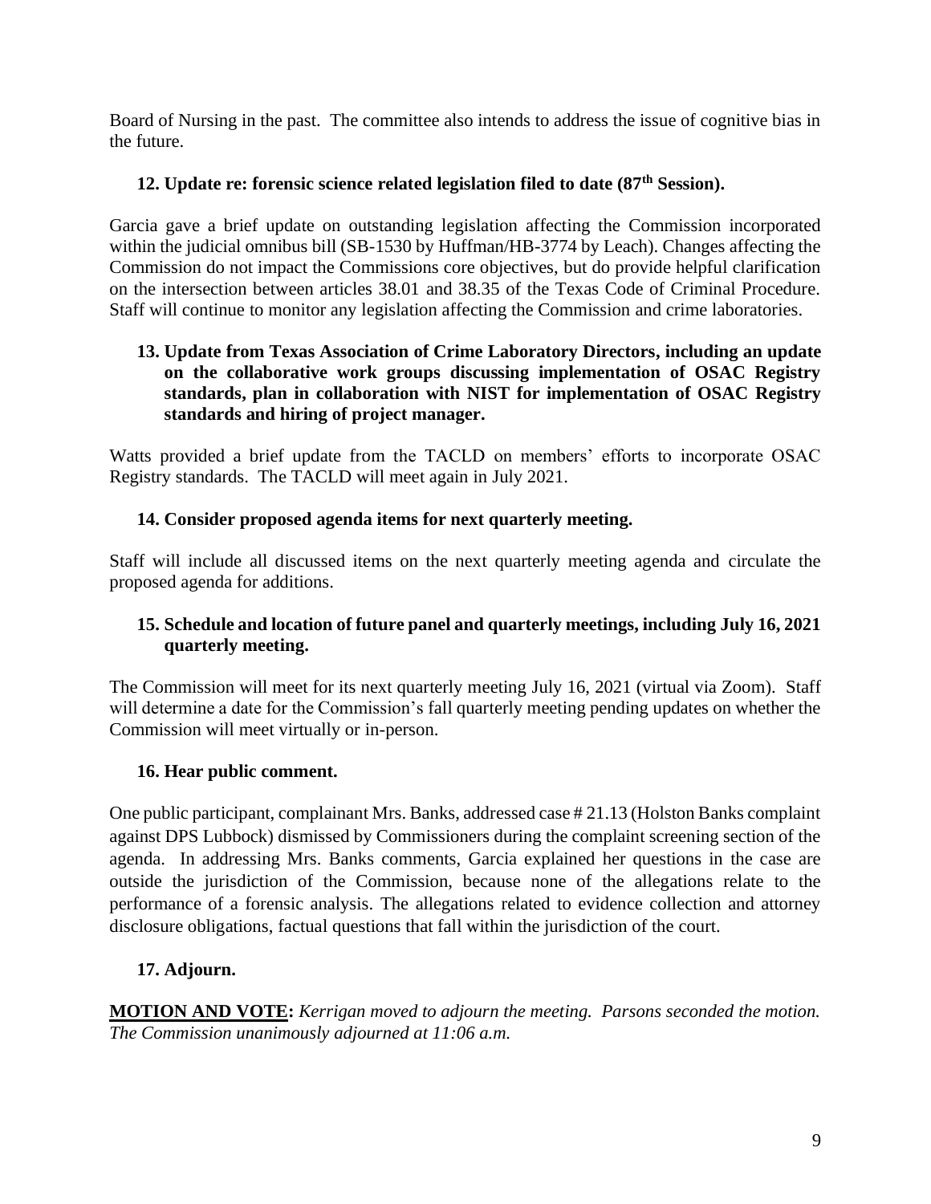Board of Nursing in the past. The committee also intends to address the issue of cognitive bias in the future.

### 12. Update re: forensic science related legislation filed to date (87th Session).

Garcia gave a brief update on outstanding legislation affecting the Commission incorporated within the judicial omnibus bill (SB-1530 by Huffman/HB-3774 by Leach). Changes affecting the Commission do not impact the Commissions core objectives, but do provide helpful clarification on the intersection between articles 38.01 and 38.35 of the Texas Code of Criminal Procedure. Staff will continue to monitor any legislation affecting the Commission and crime laboratories.

### 13. Update from Texas Association of Crime Laboratory Directors, including an update on the collaborative work groups discussing implementation of OSAC Registry standards, plan in collaboration with NIST for implementation of OSAC Registry standards and hiring of project manager.

Watts provided a brief update from the TACLD on members' efforts to incorporate OSAC Registry standards. The TACLD will meet again in July 2021.

### 14. Consider proposed agenda items for next quarterly meeting.

Staff will include all discussed items on the next quarterly meeting agenda and circulate the proposed agenda for additions.

### 15. Schedule and location of future panel and quarterly meetings, including July 16, 2021 quarterly meeting.

The Commission will meet for its next quarterly meeting July 16, 2021 (virtual via Zoom). Staff will determine a date for the Commission's fall quarterly meeting pending updates on whether the Commission will meet virtually or in-person.

### 16. Hear public comment.

One public participant, complainant Mrs. Banks, addressed case # 21.13 (Holston Banks complaint against DPS Lubbock) dismissed by Commissioners during the complaint screening section of the agenda. In addressing Mrs. Banks comments, Garcia explained her questions in the case are outside the jurisdiction of the Commission, because none of the allegations relate to the performance of a forensic analysis. The allegations related to evidence collection and attorney disclosure obligations, factual questions that fall within the jurisdiction of the court.

### 17. Adjourn.

**MOTION AND VOTE:** *Kerrigan moved to adjourn the meeting. Parsons seconded the motion. The Commission unanimously adjourned at 11:06 a.m.*